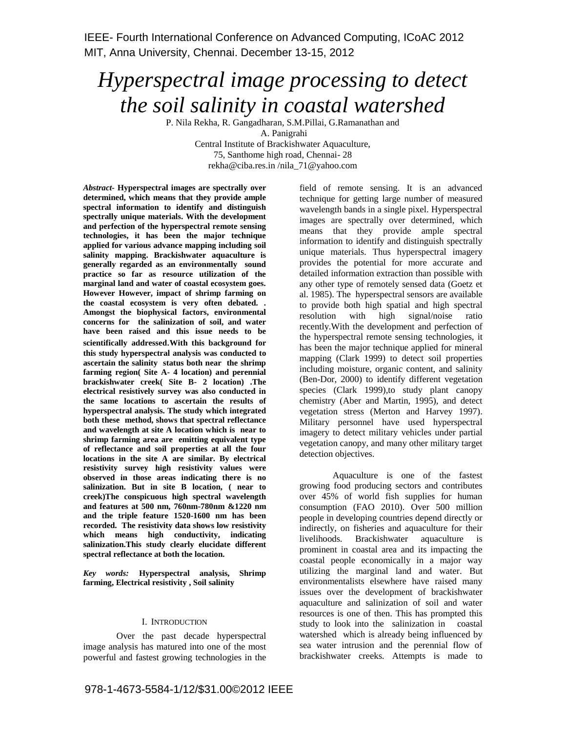IEEE- Fourth International Conference on Advanced Computing, ICoAC 2012
MIT, Anna University, Chennai. December 13-15, 2012

# *Hyperspectral image processing to detect the soil salinity in coastal watershed*

P. Nila Rekha, R. Gangadharan, S.M.Pillai, G.Ramanathan and A. Panigrahi
Central Institute of Brackishwater Aquaculture,
75, Santhome high road, Chennai- 28
rekha@ciba.res.in /nila_71@yahoo.com

***Abstract-*** **Hyperspectral images are spectrally over determined, which means that they provide ample spectral information to identify and distinguish spectrally unique materials. With the development and perfection of the hyperspectral remote sensing technologies, it has been the major technique applied for various advance mapping including soil salinity mapping. Brackishwater aquaculture is generally regarded as an environmentally sound practice so far as resource utilization of the marginal land and water of coastal ecosystem goes. However However, impact of shrimp farming on the coastal ecosystem is very often debated. . Amongst the biophysical factors, environmental concerns for the salinization of soil, and water have been raised and this issue needs to be scientifically addressed.With this background for this study hyperspectral analysis was conducted to ascertain the salinity status both near the shrimp farming region( Site A- 4 location) and perennial brackishwater creek( Site B- 2 location) .The electrical resistively survey was also conducted in the same locations to ascertain the results of hyperspectral analysis. The study which integrated both these method, shows that spectral reflectance and wavelength at site A location which is near to shrimp farming area are emitting equivalent type of reflectance and soil properties at all the four locations in the site A are similar. By electrical resistivity survey high resistivity values were observed in those areas indicating there is no salinization. But in site B location, ( near to creek)The conspicuous high spectral wavelength and features at 500 nm, 760nm-780nm &1220 nm and the triple feature 1520-1600 nm has been recorded. The resistivity data shows low resistivity which means high conductivity, indicating salinization.This study clearly elucidate different spectral reflectance at both the location.**

***Key words:*** **Hyperspectral analysis, Shrimp farming, Electrical resistivity , Soil salinity**

## I. Introduction

Over the past decade hyperspectral image analysis has matured into one of the most powerful and fastest growing technologies in the field of remote sensing. It is an advanced technique for getting large number of measured wavelength bands in a single pixel. Hyperspectral images are spectrally over determined, which means that they provide ample spectral information to identify and distinguish spectrally unique materials. Thus hyperspectral imagery provides the potential for more accurate and detailed information extraction than possible with any other type of remotely sensed data (Goetz et al. 1985). The hyperspectral sensors are available to provide both high spatial and high spectral resolution with high signal/noise ratio recently.With the development and perfection of the hyperspectral remote sensing technologies, it has been the major technique applied for mineral mapping (Clark 1999) to detect soil properties including moisture, organic content, and salinity (Ben-Dor, 2000) to identify different vegetation species (Clark 1999),to study plant canopy chemistry (Aber and Martin, 1995), and detect vegetation stress (Merton and Harvey 1997). Military personnel have used hyperspectral imagery to detect military vehicles under partial vegetation canopy, and many other military target detection objectives.

Aquaculture is one of the fastest growing food producing sectors and contributes over 45% of world fish supplies for human consumption (FAO 2010). Over 500 million people in developing countries depend directly or indirectly, on fisheries and aquaculture for their livelihoods. Brackishwater aquaculture is prominent in coastal area and its impacting the coastal people economically in a major way utilizing the marginal land and water. But environmentalists elsewhere have raised many issues over the development of brackishwater aquaculture and salinization of soil and water resources is one of then. This has prompted this study to look into the salinization in coastal watershed which is already being influenced by sea water intrusion and the perennial flow of brackishwater creeks. Attempts is made to

978-1-4673-5584-1/12/$31.00©2012 IEEE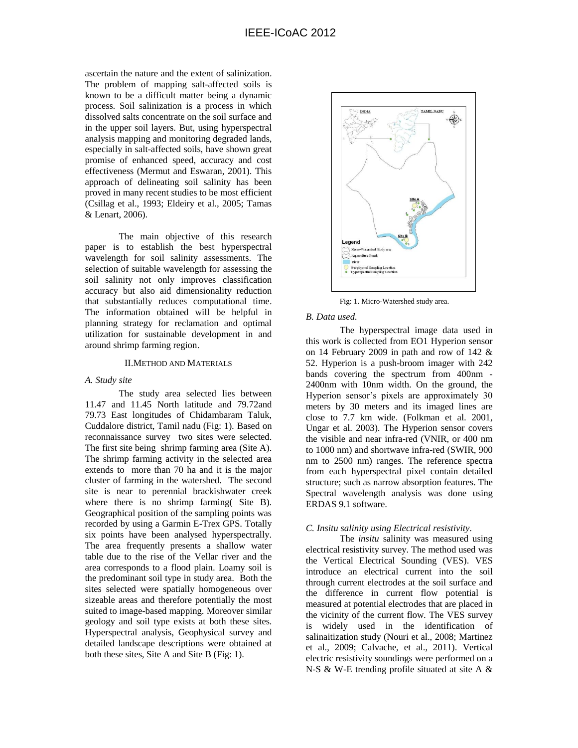ascertain the nature and the extent of salinization. The problem of mapping salt-affected soils is known to be a difficult matter being a dynamic process. Soil salinization is a process in which dissolved salts concentrate on the soil surface and in the upper soil layers. But, using hyperspectral analysis mapping and monitoring degraded lands, especially in salt-affected soils, have shown great promise of enhanced speed, accuracy and cost effectiveness (Mermut and Eswaran, 2001). This approach of delineating soil salinity has been proved in many recent studies to be most efficient (Csillag et al., 1993; Eldeiry et al., 2005; Tamas & Lenart, 2006).

The main objective of this research paper is to establish the best hyperspectral wavelength for soil salinity assessments. The selection of suitable wavelength for assessing the soil salinity not only improves classification accuracy but also aid dimensionality reduction that substantially reduces computational time. The information obtained will be helpful in planning strategy for reclamation and optimal utilization for sustainable development in and around shrimp farming region.

## II. METHOD AND MATERIALS

### *A. Study site*

The study area selected lies between 11.47 and 11.45 North latitude and 79.72and 79.73 East longitudes of Chidambaram Taluk, Cuddalore district, Tamil nadu (Fig: 1). Based on reconnaissance survey two sites were selected. The first site being shrimp farming area (Site A). The shrimp farming activity in the selected area extends to more than 70 ha and it is the major cluster of farming in the watershed. The second site is near to perennial brackishwater creek where there is no shrimp farming( Site B). Geographical position of the sampling points was recorded by using a Garmin E-Trex GPS. Totally six points have been analysed hyperspectrally. The area frequently presents a shallow water table due to the rise of the Vellar river and the area corresponds to a flood plain. Loamy soil is the predominant soil type in study area. Both the sites selected were spatially homogeneous over sizeable areas and therefore potentially the most suited to image-based mapping. Moreover similar geology and soil type exists at both these sites. Hyperspectral analysis, Geophysical survey and detailed landscape descriptions were obtained at both these sites, Site A and Site B (Fig: 1).

Fig: 1. Micro-Watershed study area.

### *B. Data used.*

The hyperspectral image data used in this work is collected from EO1 Hyperion sensor on 14 February 2009 in path and row of 142 & 52. Hyperion is a push-broom imager with 242 bands covering the spectrum from 400nm - 2400nm with 10nm width. On the ground, the Hyperion sensor's pixels are approximately 30 meters by 30 meters and its imaged lines are close to 7.7 km wide. (Folkman et al. 2001, Ungar et al. 2003). The Hyperion sensor covers the visible and near infra-red (VNIR, or 400 nm to 1000 nm) and shortwave infra-red (SWIR, 900 nm to 2500 nm) ranges. The reference spectra from each hyperspectral pixel contain detailed structure; such as narrow absorption features. The Spectral wavelength analysis was done using ERDAS 9.1 software.

### *C. Insitu salinity using Electrical resistivity.*

The *insitu* salinity was measured using electrical resistivity survey. The method used was the Vertical Electrical Sounding (VES). VES introduce an electrical current into the soil through current electrodes at the soil surface and the difference in current flow potential is measured at potential electrodes that are placed in the vicinity of the current flow. The VES survey is widely used in the identification of salinaitization study (Nouri et al., 2008; Martinez et al., 2009; Calvache, et al., 2011). Vertical electric resistivity soundings were performed on a N-S & W-E trending profile situated at site A &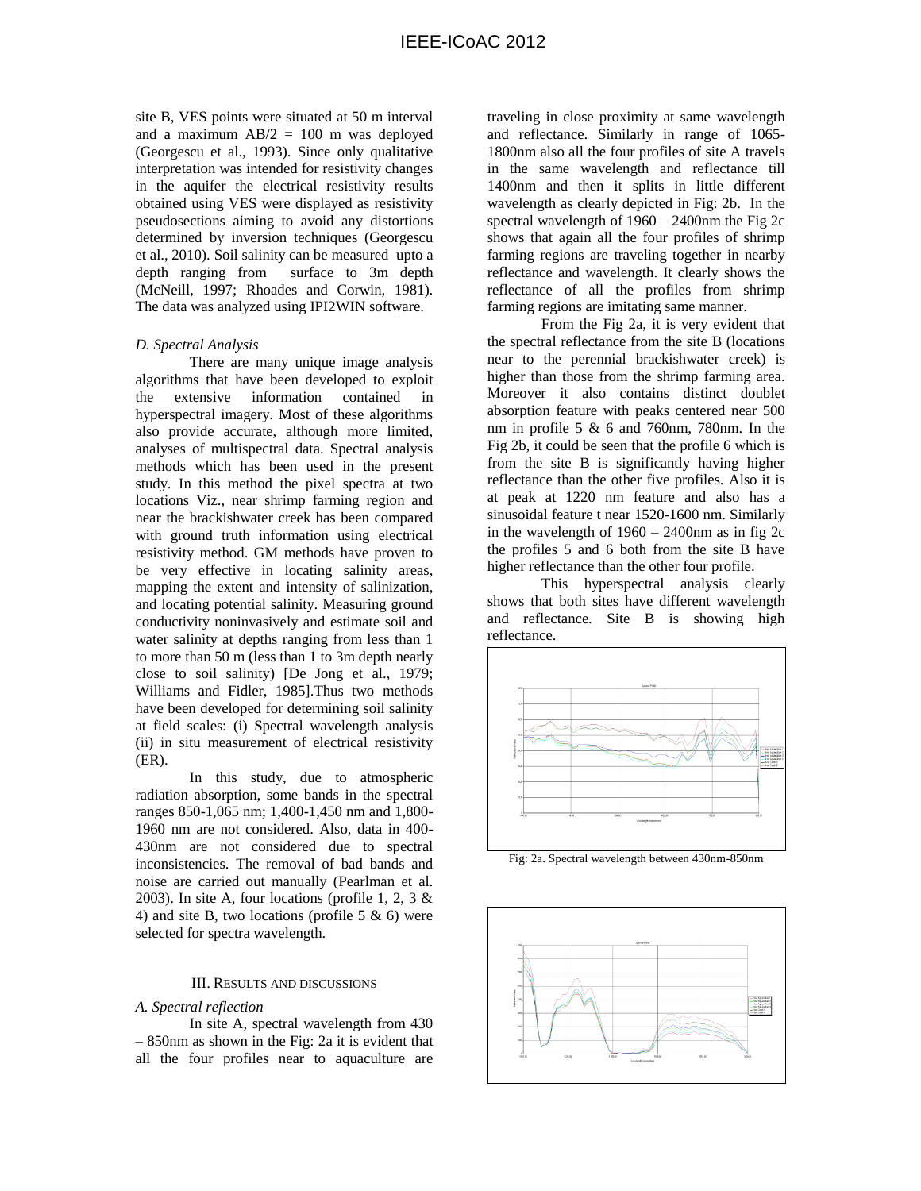site B, VES points were situated at 50 m interval and a maximum AB/2 = 100 m was deployed (Georgescu et al., 1993). Since only qualitative interpretation was intended for resistivity changes in the aquifer the electrical resistivity results obtained using VES were displayed as resistivity pseudosections aiming to avoid any distortions determined by inversion techniques (Georgescu et al., 2010). Soil salinity can be measured upto a depth ranging from surface to 3m depth (McNeill, 1997; Rhoades and Corwin, 1981). The data was analyzed using IPI2WIN software.

### *D. Spectral Analysis*

There are many unique image analysis algorithms that have been developed to exploit the extensive information contained in hyperspectral imagery. Most of these algorithms also provide accurate, although more limited, analyses of multispectral data. Spectral analysis methods which has been used in the present study. In this method the pixel spectra at two locations Viz., near shrimp farming region and near the brackishwater creek has been compared with ground truth information using electrical resistivity method. GM methods have proven to be very effective in locating salinity areas, mapping the extent and intensity of salinization, and locating potential salinity. Measuring ground conductivity noninvasively and estimate soil and water salinity at depths ranging from less than 1 to more than 50 m (less than 1 to 3m depth nearly close to soil salinity) [De Jong et al., 1979; Williams and Fidler, 1985].Thus two methods have been developed for determining soil salinity at field scales: (i) Spectral wavelength analysis (ii) in situ measurement of electrical resistivity (ER).

In this study, due to atmospheric radiation absorption, some bands in the spectral ranges 850-1,065 nm; 1,400-1,450 nm and 1,800-1960 nm are not considered. Also, data in 400-430nm are not considered due to spectral inconsistencies. The removal of bad bands and noise are carried out manually (Pearlman et al. 2003). In site A, four locations (profile 1, 2, 3 & 4) and site B, two locations (profile 5 & 6) were selected for spectra wavelength.

## III. Results and Discussions

### *A. Spectral reflection*

In site A, spectral wavelength from 430 – 850nm as shown in the Fig: 2a it is evident that all the four profiles near to aquaculture are traveling in close proximity at same wavelength and reflectance. Similarly in range of 1065-1800nm also all the four profiles of site A travels in the same wavelength and reflectance till 1400nm and then it splits in little different wavelength as clearly depicted in Fig: 2b. In the spectral wavelength of 1960 – 2400nm the Fig 2c shows that again all the four profiles of shrimp farming regions are traveling together in nearby reflectance and wavelength. It clearly shows the reflectance of all the profiles from shrimp farming regions are imitating same manner.

From the Fig 2a, it is very evident that the spectral reflectance from the site B (locations near to the perennial brackishwater creek) is higher than those from the shrimp farming area. Moreover it also contains distinct doublet absorption feature with peaks centered near 500 nm in profile 5 & 6 and 760nm, 780nm. In the Fig 2b, it could be seen that the profile 6 which is from the site B is significantly having higher reflectance than the other five profiles. Also it is at peak at 1220 nm feature and also has a sinusoidal feature t near 1520-1600 nm. Similarly in the wavelength of 1960 – 2400nm as in fig 2c the profiles 5 and 6 both from the site B have higher reflectance than the other four profile.

This hyperspectral analysis clearly shows that both sites have different wavelength and reflectance. Site B is showing high reflectance.

Fig: 2a. Spectral wavelength between 430nm-850nm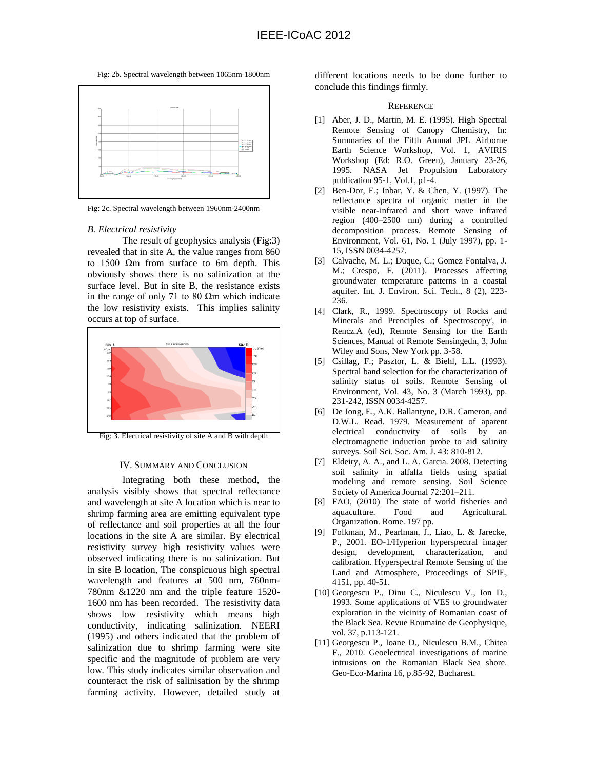Fig: 2b. Spectral wavelength between 1065nm-1800nm

Fig: 2c. Spectral wavelength between 1960nm-2400nm

*B. Electrical resistivity*

The result of geophysics analysis (Fig:3) revealed that in site A, the value ranges from 860 to 1500 Ωm from surface to 6m depth. This obviously shows there is no salinization at the surface level. But in site B, the resistance exists in the range of only 71 to 80 Ωm which indicate the low resistivity exists. This implies salinity occurs at top of surface.

Fig: 3. Electrical resistivity of site A and B with depth

## IV. Summary and Conclusion

Integrating both these method, the analysis visibly shows that spectral reflectance and wavelength at site A location which is near to shrimp farming area are emitting equivalent type of reflectance and soil properties at all the four locations in the site A are similar. By electrical resistivity survey high resistivity values were observed indicating there is no salinization. But in site B location, The conspicuous high spectral wavelength and features at 500 nm, 760nm-780nm &1220 nm and the triple feature 1520-1600 nm has been recorded. The resistivity data shows low resistivity which means high conductivity, indicating salinization. NEERI (1995) and others indicated that the problem of salinization due to shrimp farming were site specific and the magnitude of problem are very low. This study indicates similar observation and counteract the risk of salinisation by the shrimp farming activity. However, detailed study at different locations needs to be done further to conclude this findings firmly.

## Reference

[1] Aber, J. D., Martin, M. E. (1995). High Spectral Remote Sensing of Canopy Chemistry, In: Summaries of the Fifth Annual JPL Airborne Earth Science Workshop, Vol. 1, AVIRIS Workshop (Ed: R.O. Green), January 23-26, 1995. NASA Jet Propulsion Laboratory publication 95-1, Vol.1, p1-4.

[2] Ben-Dor, E.; Inbar, Y. & Chen, Y. (1997). The reflectance spectra of organic matter in the visible near-infrared and short wave infrared region (400–2500 nm) during a controlled decomposition process. Remote Sensing of Environment, Vol. 61, No. 1 (July 1997), pp. 1-15, ISSN 0034-4257.

[3] Calvache, M. L.; Duque, C.; Gomez Fontalva, J. M.; Crespo, F. (2011). Processes affecting groundwater temperature patterns in a coastal aquifer. Int. J. Environ. Sci. Tech., 8 (2), 223-236.

[4] Clark, R., 1999. Spectroscopy of Rocks and Minerals and Prenciples of Spectroscopy', in Rencz.A (ed), Remote Sensing for the Earth Sciences, Manual of Remote Sensingedn, 3, John Wiley and Sons, New York pp. 3-58.

[5] Csillag, F.; Pasztor, L. & Biehl, L.L. (1993). Spectral band selection for the characterization of salinity status of soils. Remote Sensing of Environment, Vol. 43, No. 3 (March 1993), pp. 231-242, ISSN 0034-4257.

[6] De Jong, E., A.K. Ballantyne, D.R. Cameron, and D.W.L. Read. 1979. Measurement of apparent electrical conductivity of soils by an electromagnetic induction probe to aid salinity surveys. Soil Sci. Soc. Am. J. 43: 810-812.

[7] Eldeiry, A. A., and L. A. Garcia. 2008. Detecting soil salinity in alfalfa fields using spatial modeling and remote sensing. Soil Science Society of America Journal 72:201–211.

[8] FAO, (2010) The state of world fisheries and aquaculture. Food and Agricultural. Organization. Rome. 197 pp.

[9] Folkman, M., Pearlman, J., Liao, L. & Jarecke, P., 2001. EO-1/Hyperion hyperspectral imager design, development, characterization, and calibration. Hyperspectral Remote Sensing of the Land and Atmosphere, Proceedings of SPIE, 4151, pp. 40-51.

[10] Georgescu P., Dinu C., Niculescu V., Ion D., 1993. Some applications of VES to groundwater exploration in the vicinity of Romanian coast of the Black Sea. Revue Roumaine de Geophysique, vol. 37, p.113-121.

[11] Georgescu P., Ioane D., Niculescu B.M., Chitea F., 2010. Geoelectrical investigations of marine intrusions on the Romanian Black Sea shore. Geo-Eco-Marina 16, p.85-92, Bucharest.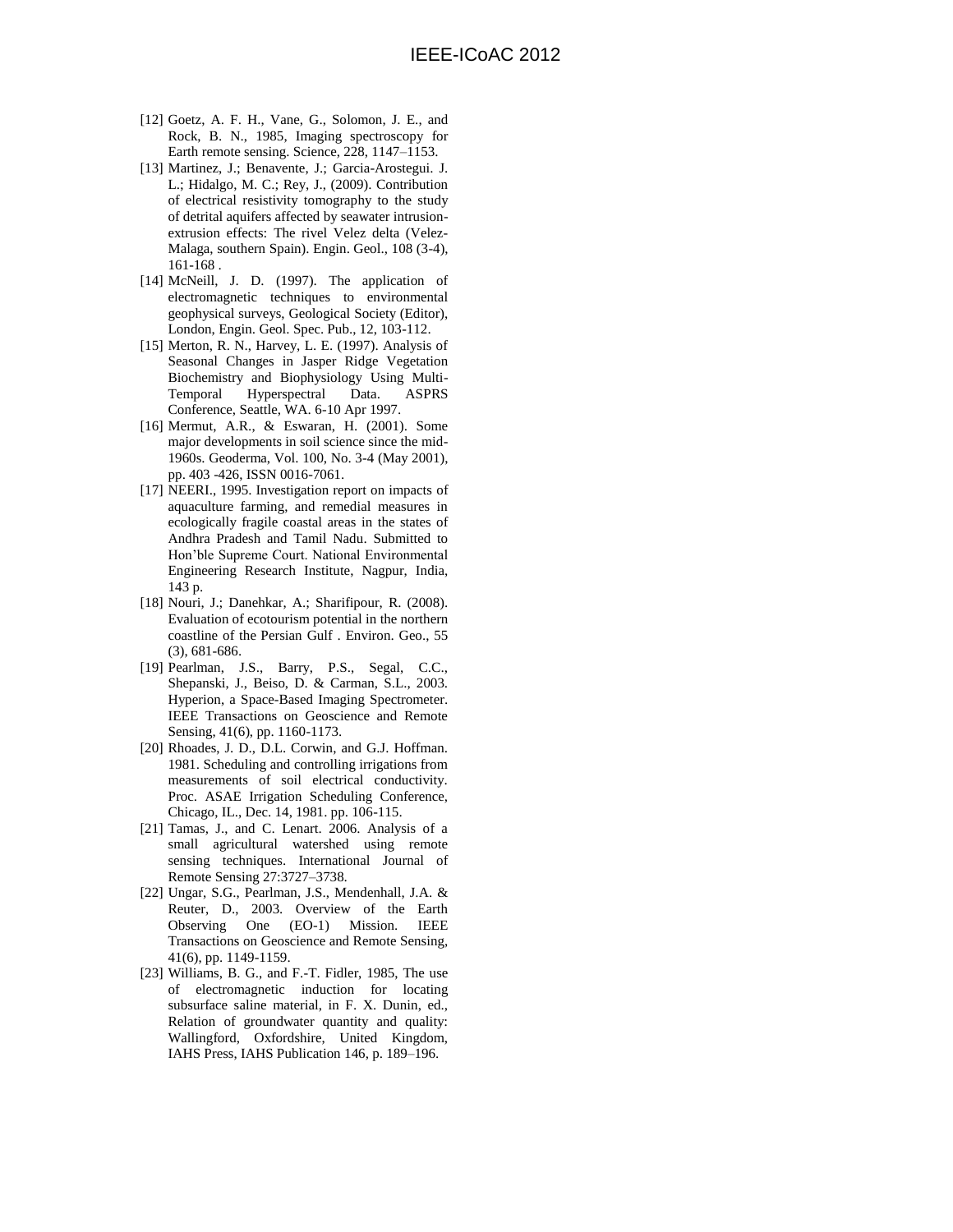[12] Goetz, A. F. H., Vane, G., Solomon, J. E., and Rock, B. N., 1985, Imaging spectroscopy for Earth remote sensing. Science, 228, 1147–1153.

[13] Martinez, J.; Benavente, J.; Garcia-Arostegui. J. L.; Hidalgo, M. C.; Rey, J., (2009). Contribution of electrical resistivity tomography to the study of detrital aquifers affected by seawater intrusion-extrusion effects: The rivel Velez delta (Velez-Malaga, southern Spain). Engin. Geol., 108 (3-4), 161-168 .

[14] McNeill, J. D. (1997). The application of electromagnetic techniques to environmental geophysical surveys, Geological Society (Editor), London, Engin. Geol. Spec. Pub., 12, 103-112.

[15] Merton, R. N., Harvey, L. E. (1997). Analysis of Seasonal Changes in Jasper Ridge Vegetation Biochemistry and Biophysiology Using Multi-Temporal Hyperspectral Data. ASPRS Conference, Seattle, WA. 6-10 Apr 1997.

[16] Mermut, A.R., & Eswaran, H. (2001). Some major developments in soil science since the mid-1960s. Geoderma, Vol. 100, No. 3-4 (May 2001), pp. 403 -426, ISSN 0016-7061.

[17] NEERI., 1995. Investigation report on impacts of aquaculture farming, and remedial measures in ecologically fragile coastal areas in the states of Andhra Pradesh and Tamil Nadu. Submitted to Hon'ble Supreme Court. National Environmental Engineering Research Institute, Nagpur, India, 143 p.

[18] Nouri, J.; Danehkar, A.; Sharifipour, R. (2008). Evaluation of ecotourism potential in the northern coastline of the Persian Gulf . Environ. Geo., 55 (3), 681-686.

[19] Pearlman, J.S., Barry, P.S., Segal, C.C., Shepanski, J., Beiso, D. & Carman, S.L., 2003. Hyperion, a Space-Based Imaging Spectrometer. IEEE Transactions on Geoscience and Remote Sensing, 41(6), pp. 1160-1173.

[20] Rhoades, J. D., D.L. Corwin, and G.J. Hoffman. 1981. Scheduling and controlling irrigations from measurements of soil electrical conductivity. Proc. ASAE Irrigation Scheduling Conference, Chicago, IL., Dec. 14, 1981. pp. 106-115.

[21] Tamas, J., and C. Lenart. 2006. Analysis of a small agricultural watershed using remote sensing techniques. International Journal of Remote Sensing 27:3727–3738.

[22] Ungar, S.G., Pearlman, J.S., Mendenhall, J.A. & Reuter, D., 2003. Overview of the Earth Observing One (EO-1) Mission. IEEE Transactions on Geoscience and Remote Sensing, 41(6), pp. 1149-1159.

[23] Williams, B. G., and F.-T. Fidler, 1985, The use of electromagnetic induction for locating subsurface saline material, in F. X. Dunin, ed., Relation of groundwater quantity and quality: Wallingford, Oxfordshire, United Kingdom, IAHS Press, IAHS Publication 146, p. 189–196.